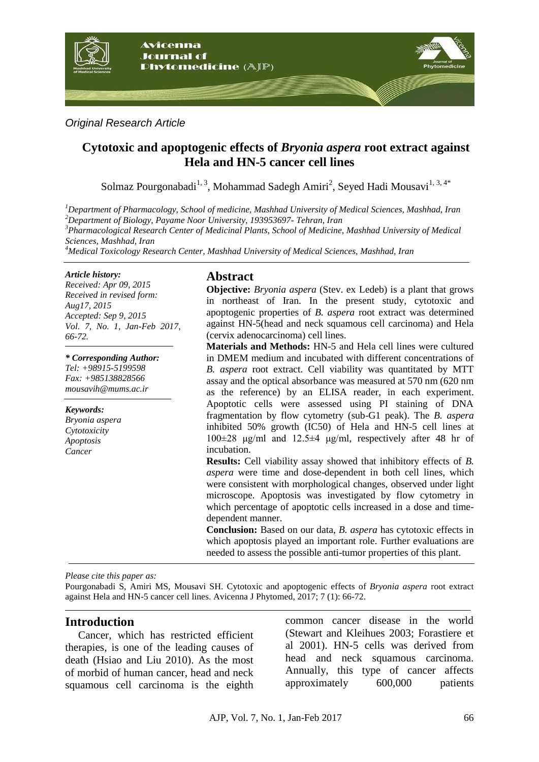*Original Research Article*

# Cytotoxic and apoptogenic effects of *Bryonia aspera* root extract against Hela and HN-5 cancer cell lines

Solmaz Pourgonabadi[1, 3], Mohammad Sadegh Amiri[2], Seyed Hadi Mousavi[1, 3, 4*]

[1]*Department of Pharmacology, School of medicine, Mashhad University of Medical Sciences, Mashhad, Iran*
[2]*Department of Biology, Payame Noor University, 193953697- Tehran, Iran*
[3]*Pharmacological Research Center of Medicinal Plants, School of Medicine, Mashhad University of Medical Sciences, Mashhad, Iran*
[4]*Medical Toxicology Research Center, Mashhad University of Medical Sciences, Mashhad, Iran*

***Article history:***
*Received: Apr 09, 2015*
*Received in revised form: Aug17, 2015*
*Accepted: Sep 9, 2015*
*Vol. 7, No. 1, Jan-Feb 2017, 66-72.*

***\* Corresponding Author:***
*Tel: +98915-5199598*
*Fax: +985138828566*
*mousavih@mums.ac.ir*

***Keywords:***
*Bryonia aspera*
*Cytotoxicity*
*Apoptosis*
*Cancer*

## Abstract

**Objective:** *Bryonia aspera* (Stev. ex Ledeb) is a plant that grows in northeast of Iran. In the present study, cytotoxic and apoptogenic properties of *B. aspera* root extract was determined against HN-5(head and neck squamous cell carcinoma) and Hela (cervix adenocarcinoma) cell lines.

**Materials and Methods:** HN-5 and Hela cell lines were cultured in DMEM medium and incubated with different concentrations of *B. aspera* root extract. Cell viability was quantitated by MTT assay and the optical absorbance was measured at 570 nm (620 nm as the reference) by an ELISA reader, in each experiment. Apoptotic cells were assessed using PI staining of DNA fragmentation by flow cytometry (sub-G1 peak). The *B. aspera* inhibited 50% growth (IC50) of Hela and HN-5 cell lines at 100±28 µg/ml and 12.5±4 µg/ml, respectively after 48 hr of incubation.

**Results:** Cell viability assay showed that inhibitory effects of *B. aspera* were time and dose-dependent in both cell lines, which were consistent with morphological changes, observed under light microscope. Apoptosis was investigated by flow cytometry in which percentage of apoptotic cells increased in a dose and time-dependent manner.

**Conclusion:** Based on our data, *B. aspera* has cytotoxic effects in which apoptosis played an important role. Further evaluations are needed to assess the possible anti-tumor properties of this plant.

*Please cite this paper as:*

Pourgonabadi S, Amiri MS, Mousavi SH. Cytotoxic and apoptogenic effects of *Bryonia aspera* root extract against Hela and HN-5 cancer cell lines. Avicenna J Phytomed, 2017; 7 (1): 66-72.

## Introduction

Cancer, which has restricted efficient therapies, is one of the leading causes of death (Hsiao and Liu 2010). As the most of morbid of human cancer, head and neck squamous cell carcinoma is the eighth common cancer disease in the world (Stewart and Kleihues 2003; Forastiere et al 2001). HN-5 cells was derived from head and neck squamous carcinoma. Annually, this type of cancer affects approximately 600,000 patients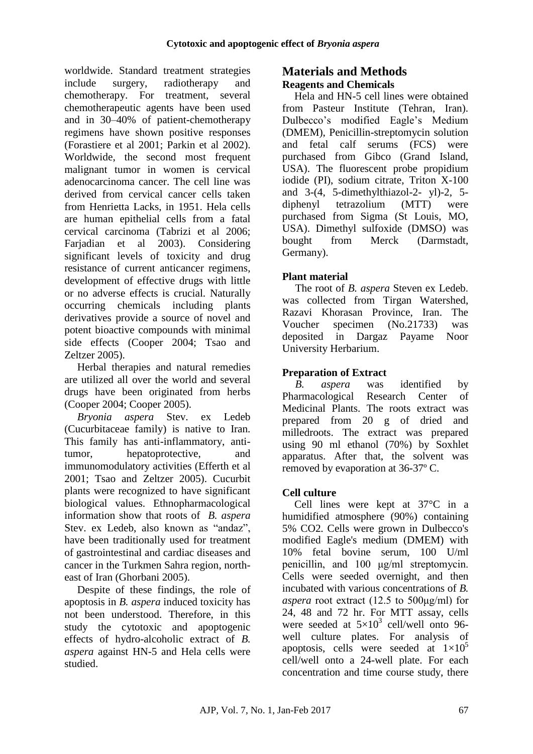worldwide. Standard treatment strategies include surgery, radiotherapy and chemotherapy. For treatment, several chemotherapeutic agents have been used and in 30–40% of patient-chemotherapy regimens have shown positive responses (Forastiere et al 2001; Parkin et al 2002). Worldwide, the second most frequent malignant tumor in women is cervical adenocarcinoma cancer. The cell line was derived from cervical cancer cells taken from Henrietta Lacks, in 1951. Hela cells are human epithelial cells from a fatal cervical carcinoma (Tabrizi et al 2006; Farjadian et al 2003). Considering significant levels of toxicity and drug resistance of current anticancer regimens, development of effective drugs with little or no adverse effects is crucial. Naturally occurring chemicals including plants derivatives provide a source of novel and potent bioactive compounds with minimal side effects (Cooper 2004; Tsao and Zeltzer 2005).

Herbal therapies and natural remedies are utilized all over the world and several drugs have been originated from herbs (Cooper 2004; Cooper 2005).

*Bryonia aspera* Stev. ex Ledeb (Cucurbitaceae family) is native to Iran. This family has anti-inflammatory, anti-tumor, hepatoprotective, and immunomodulatory activities (Efferth et al 2001; Tsao and Zeltzer 2005). Cucurbit plants were recognized to have significant biological values. Ethnopharmacological information show that roots of *B. aspera* Stev. ex Ledeb, also known as "andaz", have been traditionally used for treatment of gastrointestinal and cardiac diseases and cancer in the Turkmen Sahra region, north-east of Iran (Ghorbani 2005).

Despite of these findings, the role of apoptosis in *B. aspera* induced toxicity has not been understood. Therefore, in this study the cytotoxic and apoptogenic effects of hydro-alcoholic extract of *B. aspera* against HN-5 and Hela cells were studied.

# Materials and Methods

## Reagents and Chemicals

Hela and HN-5 cell lines were obtained from Pasteur Institute (Tehran, Iran). Dulbecco's modified Eagle's Medium (DMEM), Penicillin-streptomycin solution and fetal calf serums (FCS) were purchased from Gibco (Grand Island, USA). The fluorescent probe propidium iodide (PI), sodium citrate, Triton X-100 and 3-(4, 5-dimethylthiazol-2- yl)-2, 5-diphenyl tetrazolium (MTT) were purchased from Sigma (St Louis, MO, USA). Dimethyl sulfoxide (DMSO) was bought from Merck (Darmstadt, Germany).

## Plant material

The root of *B. aspera* Steven ex Ledeb. was collected from Tirgan Watershed, Razavi Khorasan Province, Iran. The Voucher specimen (No.21733) was deposited in Dargaz Payame Noor University Herbarium.

## Preparation of Extract

*B. aspera* was identified by Pharmacological Research Center of Medicinal Plants. The roots extract was prepared from 20 g of dried and milledroots. The extract was prepared using 90 ml ethanol (70%) by Soxhlet apparatus. After that, the solvent was removed by evaporation at 36-37º C.

## Cell culture

Cell lines were kept at 37°C in a humidified atmosphere (90%) containing 5% CO2. Cells were grown in Dulbecco's modified Eagle's medium (DMEM) with 10% fetal bovine serum, 100 U/ml penicillin, and 100 μg/ml streptomycin. Cells were seeded overnight, and then incubated with various concentrations of *B. aspera* root extract (12.5 to 500μg/ml) for 24, 48 and 72 hr. For MTT assay, cells were seeded at $5\times10^3$ cell/well onto 96-well culture plates. For analysis of apoptosis, cells were seeded at $1\times10^5$ cell/well onto a 24-well plate. For each concentration and time course study, there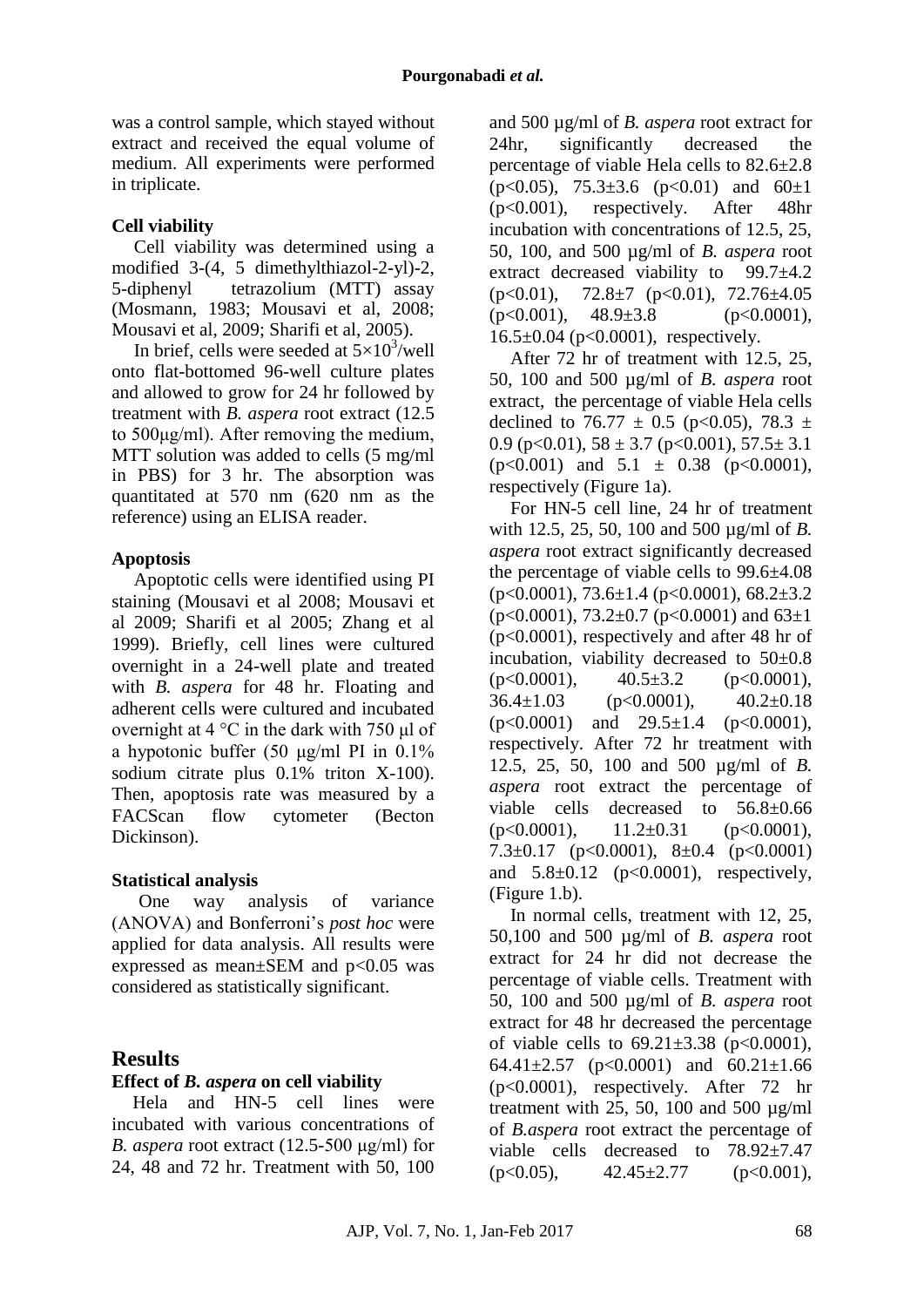was a control sample, which stayed without extract and received the equal volume of medium. All experiments were performed in triplicate.

### Cell viability

Cell viability was determined using a modified 3-(4, 5 dimethylthiazol-2-yl)-2, 5-diphenyl tetrazolium (MTT) assay (Mosmann, 1983; Mousavi et al, 2008; Mousavi et al, 2009; Sharifi et al, 2005).

In brief, cells were seeded at $5\times10^3$/well onto flat-bottomed 96-well culture plates and allowed to grow for 24 hr followed by treatment with *B. aspera* root extract (12.5 to 500μg/ml). After removing the medium, MTT solution was added to cells (5 mg/ml in PBS) for 3 hr. The absorption was quantitated at 570 nm (620 nm as the reference) using an ELISA reader.

### Apoptosis

Apoptotic cells were identified using PI staining (Mousavi et al 2008; Mousavi et al 2009; Sharifi et al 2005; Zhang et al 1999). Briefly, cell lines were cultured overnight in a 24-well plate and treated with *B. aspera* for 48 hr. Floating and adherent cells were cultured and incubated overnight at 4 °C in the dark with 750 μl of a hypotonic buffer (50 μg/ml PI in 0.1% sodium citrate plus 0.1% triton X-100). Then, apoptosis rate was measured by a FACScan flow cytometer (Becton Dickinson).

### Statistical analysis

One way analysis of variance (ANOVA) and Bonferroni's *post hoc* were applied for data analysis. All results were expressed as mean±SEM and $p<0.05$ was considered as statistically significant.

## Results

### Effect of *B. aspera* on cell viability

Hela and HN-5 cell lines were incubated with various concentrations of *B. aspera* root extract (12.5-500 μg/ml) for 24, 48 and 72 hr. Treatment with 50, 100 and 500 μg/ml of *B. aspera* root extract for 24hr, significantly decreased the percentage of viable Hela cells to 82.6±2.8 ($p<0.05$), 75.3±3.6 ($p<0.01$) and 60±1 ($p<0.001$), respectively. After 48hr incubation with concentrations of 12.5, 25, 50, 100, and 500 μg/ml of *B. aspera* root extract decreased viability to 99.7±4.2 ($p<0.01$), 72.8±7 ($p<0.01$), 72.76±4.05 ($p<0.001$), 48.9±3.8 ($p<0.0001$), 16.5±0.04 ($p<0.0001$), respectively.

After 72 hr of treatment with 12.5, 25, 50, 100 and 500 μg/ml of *B. aspera* root extract, the percentage of viable Hela cells declined to 76.77 ± 0.5 ($p<0.05$), 78.3 ± 0.9 ($p<0.01$), 58 ± 3.7 ($p<0.001$), 57.5± 3.1 ($p<0.001$) and 5.1 ± 0.38 ($p<0.0001$), respectively (Figure 1a).

For HN-5 cell line, 24 hr of treatment with 12.5, 25, 50, 100 and 500 μg/ml of *B. aspera* root extract significantly decreased the percentage of viable cells to 99.6±4.08 ($p<0.0001$), 73.6±1.4 ($p<0.0001$), 68.2±3.2 ($p<0.0001$), 73.2±0.7 ($p<0.0001$) and 63±1 ($p<0.0001$), respectively and after 48 hr of incubation, viability decreased to 50±0.8 ($p<0.0001$), 40.5±3.2 ($p<0.0001$), 36.4±1.03 ($p<0.0001$), 40.2±0.18 ($p<0.0001$) and 29.5±1.4 ($p<0.0001$), respectively. After 72 hr treatment with 12.5, 25, 50, 100 and 500 μg/ml of *B. aspera* root extract the percentage of viable cells decreased to 56.8±0.66 ($p<0.0001$), 11.2±0.31 ($p<0.0001$), 7.3±0.17 ($p<0.0001$), 8±0.4 ($p<0.0001$) and 5.8±0.12 ($p<0.0001$), respectively, (Figure 1.b).

In normal cells, treatment with 12, 25, 50,100 and 500 μg/ml of *B. aspera* root extract for 24 hr did not decrease the percentage of viable cells. Treatment with 50, 100 and 500 μg/ml of *B. aspera* root extract for 48 hr decreased the percentage of viable cells to 69.21±3.38 ($p<0.0001$), 64.41±2.57 ($p<0.0001$) and 60.21±1.66 ($p<0.0001$), respectively. After 72 hr treatment with 25, 50, 100 and 500 μg/ml of *B.aspera* root extract the percentage of viable cells decreased to 78.92±7.47 ($p<0.05$), 42.45±2.77 ($p<0.001$),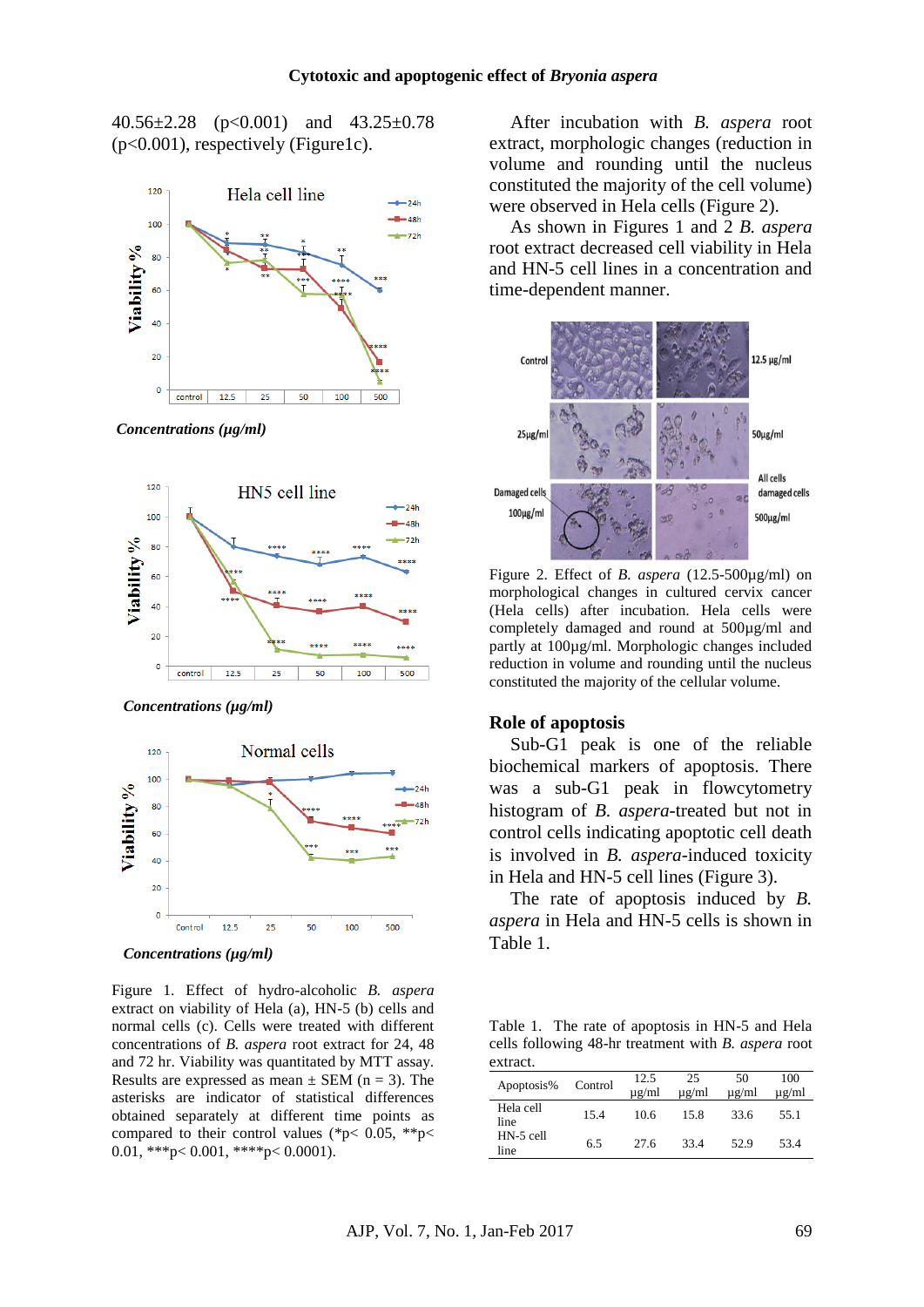40.56±2.28 ($p<0.001$) and 43.25±0.78 ($p<0.001$), respectively (Figure1c).

Figure 1. Effect of hydro-alcoholic *B. aspera* extract on viability of Hela (a), HN-5 (b) cells and normal cells (c). Cells were treated with different concentrations of *B. aspera* root extract for 24, 48 and 72 hr. Viability was quantitated by MTT assay. Results are expressed as mean ± SEM (n = 3). The asterisks are indicator of statistical differences obtained separately at different time points as compared to their control values (*$p< 0.05$, **$p< 0.01$, ***$p< 0.001$, ****$p< 0.0001$).

After incubation with *B. aspera* root extract, morphologic changes (reduction in volume and rounding until the nucleus constituted the majority of the cell volume) were observed in Hela cells (Figure 2).

As shown in Figures 1 and 2 *B. aspera* root extract decreased cell viability in Hela and HN-5 cell lines in a concentration and time-dependent manner.

Figure 2. Effect of *B. aspera* (12.5-500μg/ml) on morphological changes in cultured cervix cancer (Hela cells) after incubation. Hela cells were completely damaged and round at 500μg/ml and partly at 100μg/ml. Morphologic changes included reduction in volume and rounding until the nucleus constituted the majority of the cellular volume.

## Role of apoptosis

Sub-G1 peak is one of the reliable biochemical markers of apoptosis. There was a sub-G1 peak in flowcytometry histogram of *B. aspera*-treated but not in control cells indicating apoptotic cell death is involved in *B. aspera*-induced toxicity in Hela and HN-5 cell lines (Figure 3).

The rate of apoptosis induced by *B. aspera* in Hela and HN-5 cells is shown in Table 1.

Table 1. The rate of apoptosis in HN-5 and Hela cells following 48-hr treatment with *B. aspera* root extract.

| Apoptosis% | Control | 12.5 μg/ml | 25 μg/ml | 50 μg/ml | 100 μg/ml |
|---|---|---|---|---|---|
| Hela cell line | 15.4 | 10.6 | 15.8 | 33.6 | 55.1 |
| HN-5 cell line | 6.5 | 27.6 | 33.4 | 52.9 | 53.4 |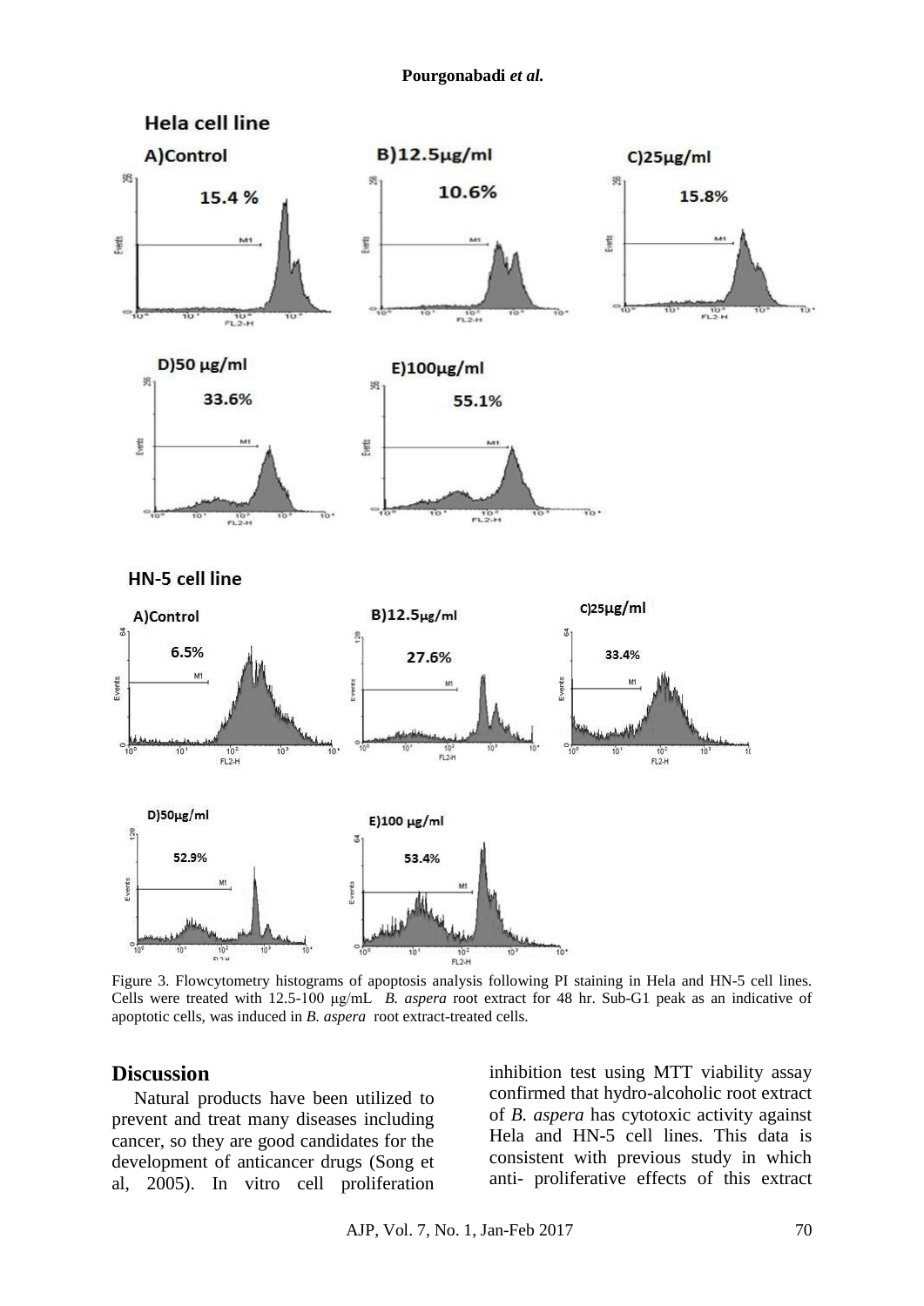Figure 3. Flowcytometry histograms of apoptosis analysis following PI staining in Hela and HN-5 cell lines. Cells were treated with 12.5-100 µg/mL *B. aspera* root extract for 48 hr. Sub-G1 peak as an indicative of apoptotic cells, was induced in *B. aspera* root extract-treated cells.

## Discussion

Natural products have been utilized to prevent and treat many diseases including cancer, so they are good candidates for the development of anticancer drugs (Song et al, 2005). In vitro cell proliferation inhibition test using MTT viability assay confirmed that hydro-alcoholic root extract of *B. aspera* has cytotoxic activity against Hela and HN-5 cell lines. This data is consistent with previous study in which anti- proliferative effects of this extract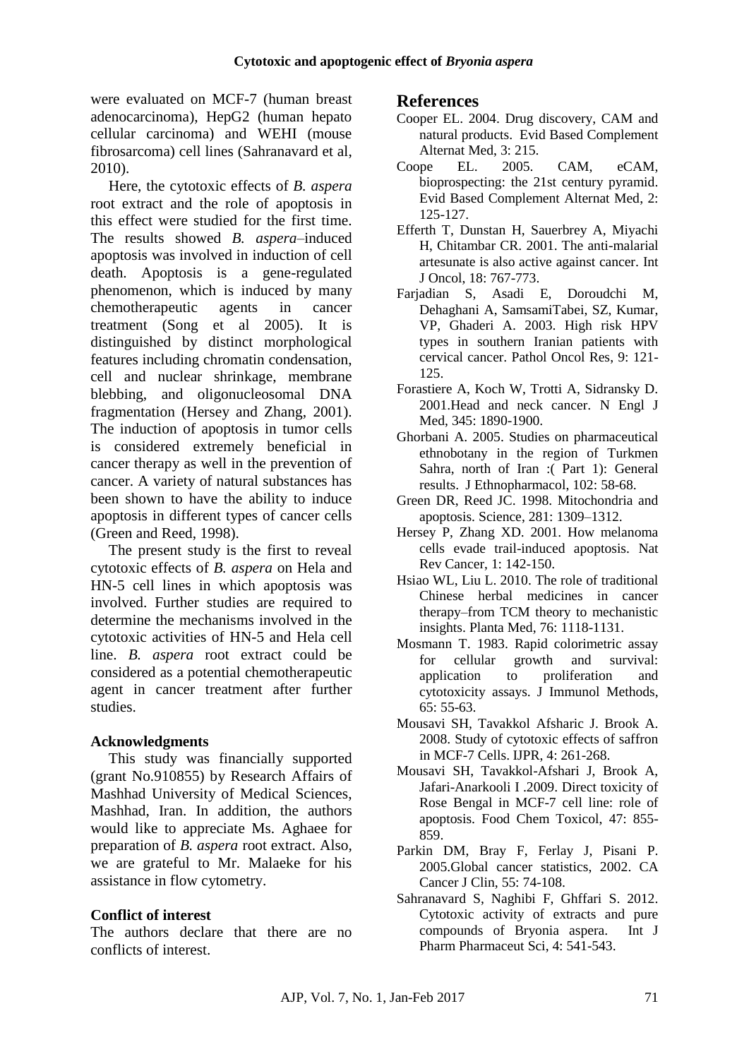were evaluated on MCF-7 (human breast adenocarcinoma), HepG2 (human hepato cellular carcinoma) and WEHI (mouse fibrosarcoma) cell lines (Sahranavard et al, 2010).

Here, the cytotoxic effects of *B. aspera* root extract and the role of apoptosis in this effect were studied for the first time. The results showed *B. aspera*–induced apoptosis was involved in induction of cell death. Apoptosis is a gene-regulated phenomenon, which is induced by many chemotherapeutic agents in cancer treatment (Song et al 2005). It is distinguished by distinct morphological features including chromatin condensation, cell and nuclear shrinkage, membrane blebbing, and oligonucleosomal DNA fragmentation (Hersey and Zhang, 2001). The induction of apoptosis in tumor cells is considered extremely beneficial in cancer therapy as well in the prevention of cancer. A variety of natural substances has been shown to have the ability to induce apoptosis in different types of cancer cells (Green and Reed, 1998).

The present study is the first to reveal cytotoxic effects of *B. aspera* on Hela and HN-5 cell lines in which apoptosis was involved. Further studies are required to determine the mechanisms involved in the cytotoxic activities of HN-5 and Hela cell line. *B. aspera* root extract could be considered as a potential chemotherapeutic agent in cancer treatment after further studies.

### Acknowledgments

This study was financially supported (grant No.910855) by Research Affairs of Mashhad University of Medical Sciences, Mashhad, Iran. In addition, the authors would like to appreciate Ms. Aghaee for preparation of *B. aspera* root extract. Also, we are grateful to Mr. Malaeke for his assistance in flow cytometry.

### Conflict of interest

The authors declare that there are no conflicts of interest.

## References

Cooper EL. 2004. Drug discovery, CAM and natural products. Evid Based Complement Alternat Med, 3: 215.

Coope EL. 2005. CAM, eCAM, bioprospecting: the 21st century pyramid. Evid Based Complement Alternat Med, 2: 125-127.

Efferth T, Dunstan H, Sauerbrey A, Miyachi H, Chitambar CR. 2001. The anti-malarial artesunate is also active against cancer. Int J Oncol, 18: 767-773.

Farjadian S, Asadi E, Doroudchi M, Dehaghani A, SamsamiTabei, SZ, Kumar, VP, Ghaderi A. 2003. High risk HPV types in southern Iranian patients with cervical cancer. Pathol Oncol Res, 9: 121-125.

Forastiere A, Koch W, Trotti A, Sidransky D. 2001.Head and neck cancer. N Engl J Med, 345: 1890-1900.

Ghorbani A. 2005. Studies on pharmaceutical ethnobotany in the region of Turkmen Sahra, north of Iran :( Part 1): General results. J Ethnopharmacol, 102: 58-68.

Green DR, Reed JC. 1998. Mitochondria and apoptosis. Science, 281: 1309–1312.

Hersey P, Zhang XD. 2001. How melanoma cells evade trail-induced apoptosis. Nat Rev Cancer, 1: 142-150.

Hsiao WL, Liu L. 2010. The role of traditional Chinese herbal medicines in cancer therapy–from TCM theory to mechanistic insights. Planta Med, 76: 1118-1131.

Mosmann T. 1983. Rapid colorimetric assay for cellular growth and survival: application to proliferation and cytotoxicity assays. J Immunol Methods, 65: 55-63.

Mousavi SH, Tavakkol Afsharic J. Brook A. 2008. Study of cytotoxic effects of saffron in MCF-7 Cells. IJPR, 4: 261-268.

Mousavi SH, Tavakkol-Afshari J, Brook A, Jafari-Anarkooli I .2009. Direct toxicity of Rose Bengal in MCF-7 cell line: role of apoptosis. Food Chem Toxicol, 47: 855-859.

Parkin DM, Bray F, Ferlay J, Pisani P. 2005.Global cancer statistics, 2002. CA Cancer J Clin, 55: 74-108.

Sahranavard S, Naghibi F, Ghffari S. 2012. Cytotoxic activity of extracts and pure compounds of Bryonia aspera. Int J Pharm Pharmaceut Sci, 4: 541-543.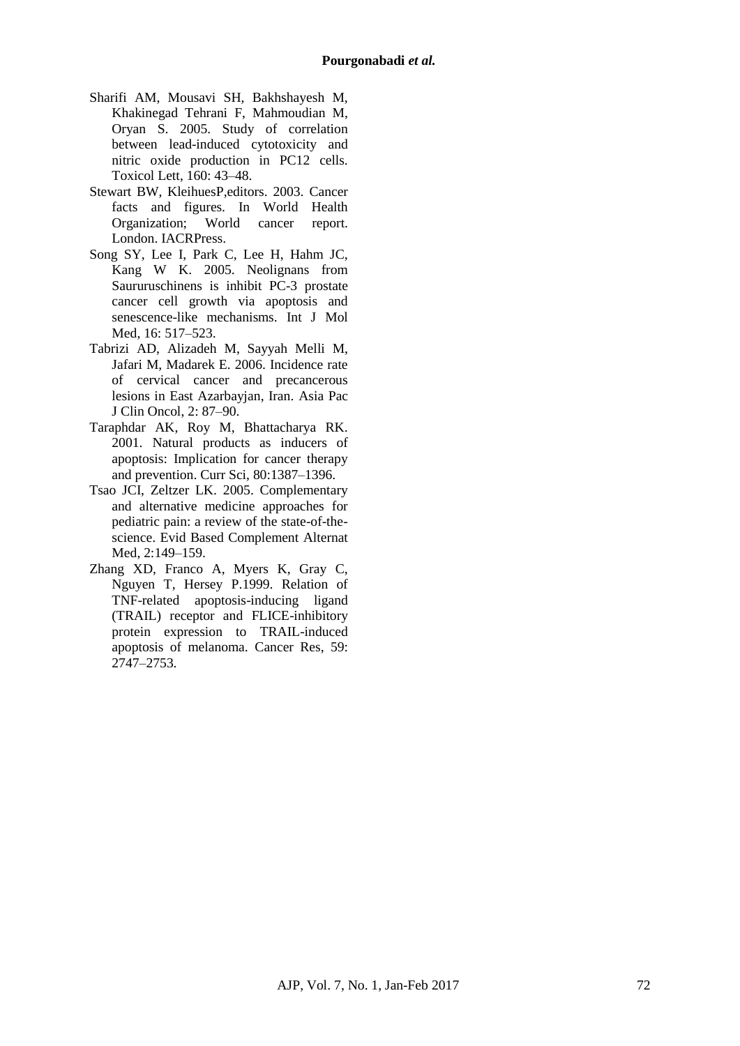Sharifi AM, Mousavi SH, Bakhshayesh M, Khakinegad Tehrani F, Mahmoudian M, Oryan S. 2005. Study of correlation between lead-induced cytotoxicity and nitric oxide production in PC12 cells. Toxicol Lett, 160: 43–48.

Stewart BW, KleihuesP,editors. 2003. Cancer facts and figures. In World Health Organization; World cancer report. London. IACRPress.

Song SY, Lee I, Park C, Lee H, Hahm JC, Kang W K. 2005. Neolignans from Saururuschinens is inhibit PC-3 prostate cancer cell growth via apoptosis and senescence-like mechanisms. Int J Mol Med, 16: 517–523.

Tabrizi AD, Alizadeh M, Sayyah Melli M, Jafari M, Madarek E. 2006. Incidence rate of cervical cancer and precancerous lesions in East Azarbayjan, Iran. Asia Pac J Clin Oncol, 2: 87–90.

Taraphdar AK, Roy M, Bhattacharya RK. 2001. Natural products as inducers of apoptosis: Implication for cancer therapy and prevention. Curr Sci, 80:1387–1396.

Tsao JCI, Zeltzer LK. 2005. Complementary and alternative medicine approaches for pediatric pain: a review of the state-of-the-science. Evid Based Complement Alternat Med, 2:149–159.

Zhang XD, Franco A, Myers K, Gray C, Nguyen T, Hersey P.1999. Relation of TNF-related apoptosis-inducing ligand (TRAIL) receptor and FLICE-inhibitory protein expression to TRAIL-induced apoptosis of melanoma. Cancer Res, 59: 2747–2753.